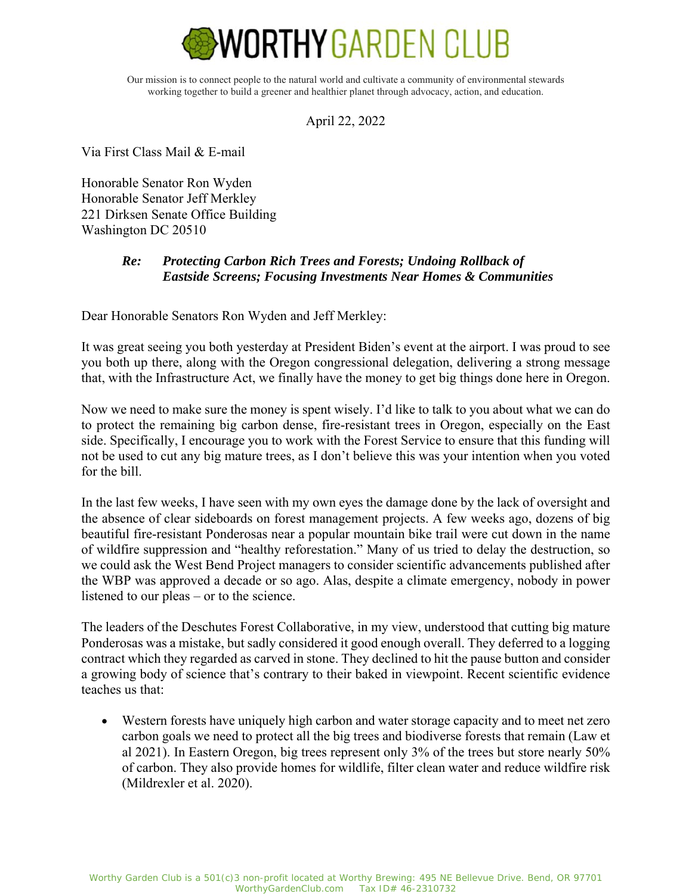# WORTHY GARDEN CLUB

Our mission is to connect people to the natural world and cultivate a community of environmental stewards working together to build a greener and healthier planet through advocacy, action, and education.

April 22, 2022

Via First Class Mail & E-mail

Honorable Senator Ron Wyden
Honorable Senator Jeff Merkley
221 Dirksen Senate Office Building
Washington DC 20510

***Re: Protecting Carbon Rich Trees and Forests; Undoing Rollback of Eastside Screens; Focusing Investments Near Homes & Communities***

Dear Honorable Senators Ron Wyden and Jeff Merkley:

It was great seeing you both yesterday at President Biden's event at the airport. I was proud to see you both up there, along with the Oregon congressional delegation, delivering a strong message that, with the Infrastructure Act, we finally have the money to get big things done here in Oregon.

Now we need to make sure the money is spent wisely. I'd like to talk to you about what we can do to protect the remaining big carbon dense, fire-resistant trees in Oregon, especially on the East side. Specifically, I encourage you to work with the Forest Service to ensure that this funding will not be used to cut any big mature trees, as I don't believe this was your intention when you voted for the bill.

In the last few weeks, I have seen with my own eyes the damage done by the lack of oversight and the absence of clear sideboards on forest management projects. A few weeks ago, dozens of big beautiful fire-resistant Ponderosas near a popular mountain bike trail were cut down in the name of wildfire suppression and "healthy reforestation." Many of us tried to delay the destruction, so we could ask the West Bend Project managers to consider scientific advancements published after the WBP was approved a decade or so ago. Alas, despite a climate emergency, nobody in power listened to our pleas – or to the science.

The leaders of the Deschutes Forest Collaborative, in my view, understood that cutting big mature Ponderosas was a mistake, but sadly considered it good enough overall. They deferred to a logging contract which they regarded as carved in stone. They declined to hit the pause button and consider a growing body of science that's contrary to their baked in viewpoint. Recent scientific evidence teaches us that:

- Western forests have uniquely high carbon and water storage capacity and to meet net zero carbon goals we need to protect all the big trees and biodiverse forests that remain (Law et al 2021). In Eastern Oregon, big trees represent only 3% of the trees but store nearly 50% of carbon. They also provide homes for wildlife, filter clean water and reduce wildfire risk (Mildrexler et al. 2020).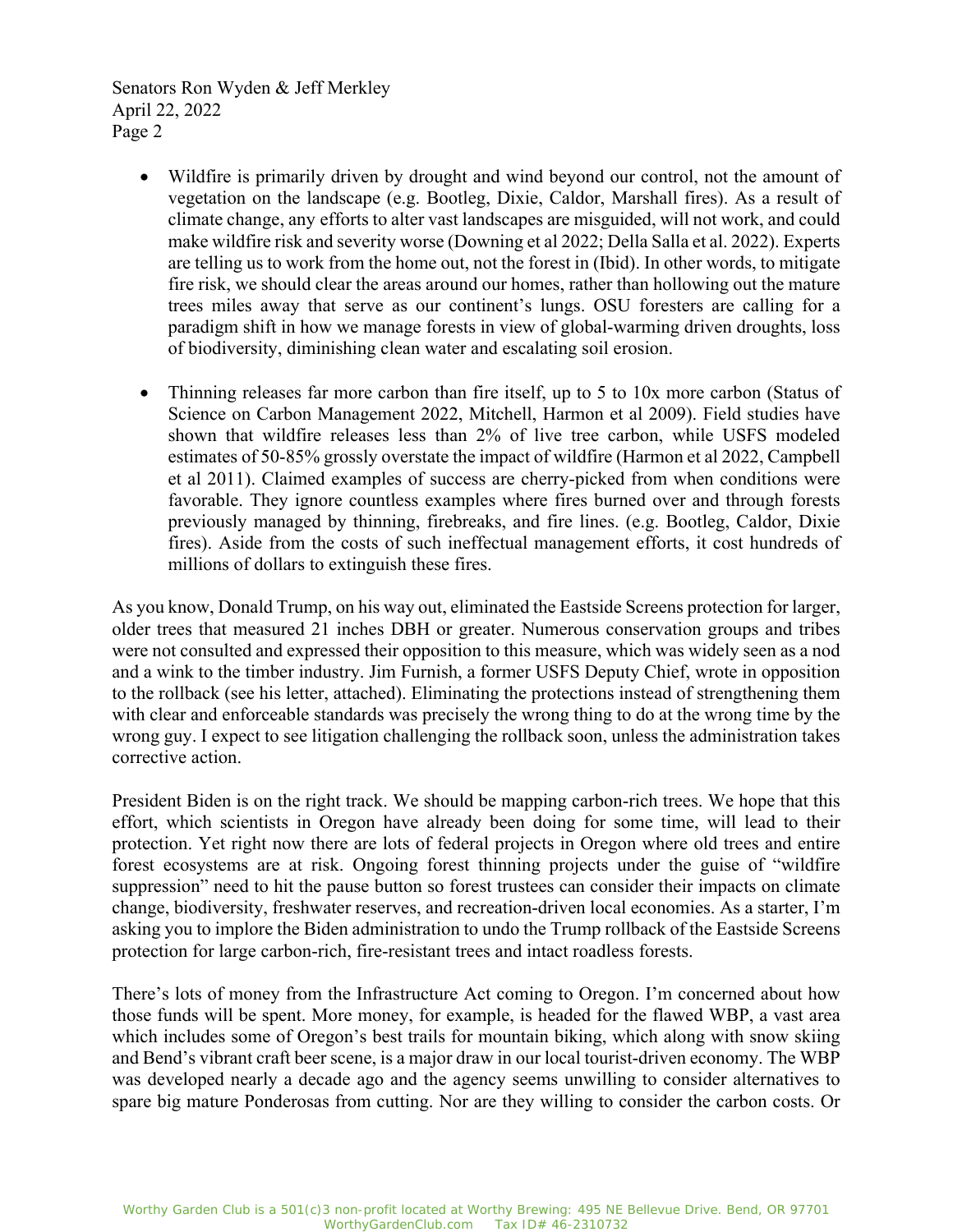- Wildfire is primarily driven by drought and wind beyond our control, not the amount of vegetation on the landscape (e.g. Bootleg, Dixie, Caldor, Marshall fires). As a result of climate change, any efforts to alter vast landscapes are misguided, will not work, and could make wildfire risk and severity worse (Downing et al 2022; Della Salla et al. 2022). Experts are telling us to work from the home out, not the forest in (Ibid). In other words, to mitigate fire risk, we should clear the areas around our homes, rather than hollowing out the mature trees miles away that serve as our continent's lungs. OSU foresters are calling for a paradigm shift in how we manage forests in view of global-warming driven droughts, loss of biodiversity, diminishing clean water and escalating soil erosion.

- Thinning releases far more carbon than fire itself, up to 5 to 10x more carbon (Status of Science on Carbon Management 2022, Mitchell, Harmon et al 2009). Field studies have shown that wildfire releases less than 2% of live tree carbon, while USFS modeled estimates of 50-85% grossly overstate the impact of wildfire (Harmon et al 2022, Campbell et al 2011). Claimed examples of success are cherry-picked from when conditions were favorable. They ignore countless examples where fires burned over and through forests previously managed by thinning, firebreaks, and fire lines. (e.g. Bootleg, Caldor, Dixie fires). Aside from the costs of such ineffectual management efforts, it cost hundreds of millions of dollars to extinguish these fires.

As you know, Donald Trump, on his way out, eliminated the Eastside Screens protection for larger, older trees that measured 21 inches DBH or greater. Numerous conservation groups and tribes were not consulted and expressed their opposition to this measure, which was widely seen as a nod and a wink to the timber industry. Jim Furnish, a former USFS Deputy Chief, wrote in opposition to the rollback (see his letter, attached). Eliminating the protections instead of strengthening them with clear and enforceable standards was precisely the wrong thing to do at the wrong time by the wrong guy. I expect to see litigation challenging the rollback soon, unless the administration takes corrective action.

President Biden is on the right track. We should be mapping carbon-rich trees. We hope that this effort, which scientists in Oregon have already been doing for some time, will lead to their protection. Yet right now there are lots of federal projects in Oregon where old trees and entire forest ecosystems are at risk. Ongoing forest thinning projects under the guise of "wildfire suppression" need to hit the pause button so forest trustees can consider their impacts on climate change, biodiversity, freshwater reserves, and recreation-driven local economies. As a starter, I'm asking you to implore the Biden administration to undo the Trump rollback of the Eastside Screens protection for large carbon-rich, fire-resistant trees and intact roadless forests.

There's lots of money from the Infrastructure Act coming to Oregon. I'm concerned about how those funds will be spent. More money, for example, is headed for the flawed WBP, a vast area which includes some of Oregon's best trails for mountain biking, which along with snow skiing and Bend's vibrant craft beer scene, is a major draw in our local tourist-driven economy. The WBP was developed nearly a decade ago and the agency seems unwilling to consider alternatives to spare big mature Ponderosas from cutting. Nor are they willing to consider the carbon costs. Or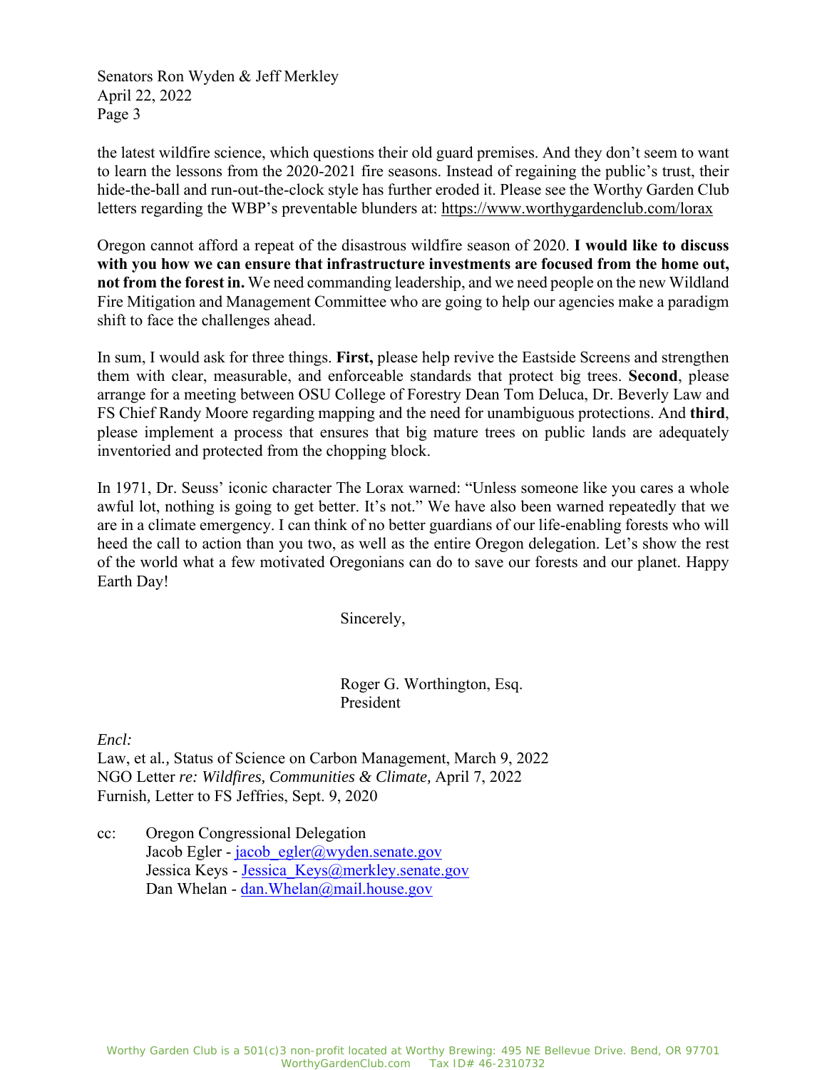the latest wildfire science, which questions their old guard premises. And they don't seem to want to learn the lessons from the 2020-2021 fire seasons. Instead of regaining the public's trust, their hide-the-ball and run-out-the-clock style has further eroded it. Please see the Worthy Garden Club letters regarding the WBP's preventable blunders at: https://www.worthygardenclub.com/lorax

Oregon cannot afford a repeat of the disastrous wildfire season of 2020. **I would like to discuss with you how we can ensure that infrastructure investments are focused from the home out, not from the forest in.** We need commanding leadership, and we need people on the new Wildland Fire Mitigation and Management Committee who are going to help our agencies make a paradigm shift to face the challenges ahead.

In sum, I would ask for three things. **First,** please help revive the Eastside Screens and strengthen them with clear, measurable, and enforceable standards that protect big trees. **Second**, please arrange for a meeting between OSU College of Forestry Dean Tom Deluca, Dr. Beverly Law and FS Chief Randy Moore regarding mapping and the need for unambiguous protections. And **third**, please implement a process that ensures that big mature trees on public lands are adequately inventoried and protected from the chopping block.

In 1971, Dr. Seuss' iconic character The Lorax warned: "Unless someone like you cares a whole awful lot, nothing is going to get better. It's not." We have also been warned repeatedly that we are in a climate emergency. I can think of no better guardians of our life-enabling forests who will heed the call to action than you two, as well as the entire Oregon delegation. Let's show the rest of the world what a few motivated Oregonians can do to save our forests and our planet. Happy Earth Day!

Sincerely,

Roger G. Worthington, Esq.
President

*Encl:*
Law, et al., Status of Science on Carbon Management, March 9, 2022
NGO Letter *re: Wildfires, Communities & Climate,* April 7, 2022
Furnish, Letter to FS Jeffries, Sept. 9, 2020

cc: Oregon Congressional Delegation
Jacob Egler - jacob_egler@wyden.senate.gov
Jessica Keys - Jessica_Keys@merkley.senate.gov
Dan Whelan - dan.Whelan@mail.house.gov